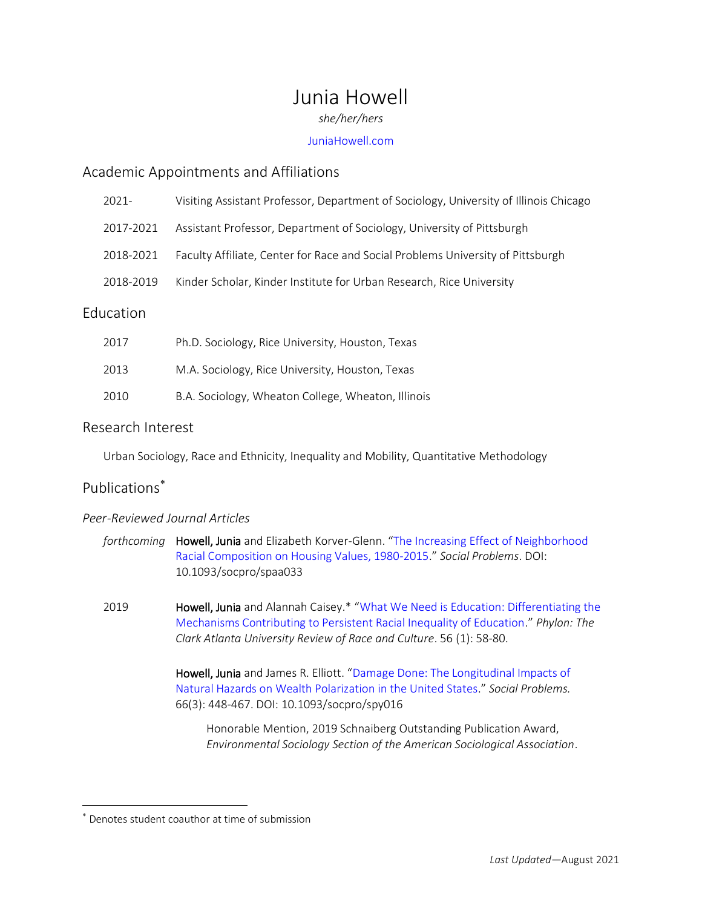# Junia Howell

*she/her/hers*

JuniaHowell.com

## Academic Appointments and Affiliations

2021- Visiting Assistant Professor, Department of Sociology, University of Illinois Chicago

2017-2021 Assistant Professor, Department of Sociology, University of Pittsburgh

2018-2021 Faculty Affiliate, Center for Race and Social Problems University of Pittsburgh

2018-2019 Kinder Scholar, Kinder Institute for Urban Research, Rice University

## Education

2017 Ph.D. Sociology, Rice University, Houston, Texas

2013 M.A. Sociology, Rice University, Houston, Texas

2010 B.A. Sociology, Wheaton College, Wheaton, Illinois

## Research Interest

Urban Sociology, Race and Ethnicity, Inequality and Mobility, Quantitative Methodology

## Publications*

### *Peer-Reviewed Journal Articles*

*forthcoming* **Howell, Junia** and Elizabeth Korver-Glenn. "The Increasing Effect of Neighborhood Racial Composition on Housing Values, 1980-2015." *Social Problems*. DOI: 10.1093/socpro/spaa033

2019 **Howell, Junia** and Alannah Caisey.* "What We Need is Education: Differentiating the Mechanisms Contributing to Persistent Racial Inequality of Education." *Phylon: The Clark Atlanta University Review of Race and Culture*. 56 (1): 58-80.

**Howell, Junia** and James R. Elliott. "Damage Done: The Longitudinal Impacts of Natural Hazards on Wealth Polarization in the United States." *Social Problems.* 66(3): 448-467. DOI: 10.1093/socpro/spy016

Honorable Mention, 2019 Schnaiberg Outstanding Publication Award, *Environmental Sociology Section of the American Sociological Association*.

---

* Denotes student coauthor at time of submission

*Last Updated*—August 2021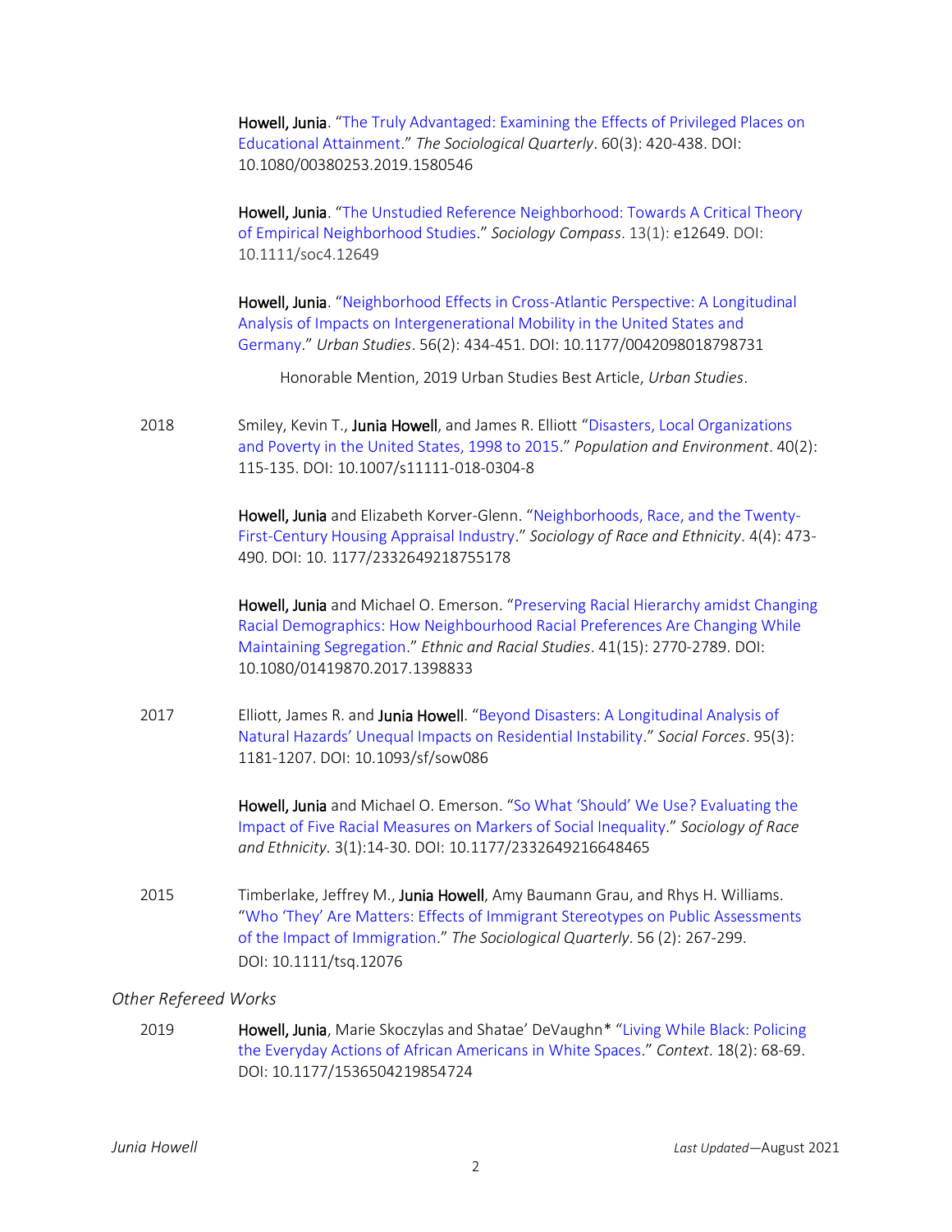**Howell, Junia**. "The Truly Advantaged: Examining the Effects of Privileged Places on Educational Attainment." *The Sociological Quarterly*. 60(3): 420-438. DOI: 10.1080/00380253.2019.1580546

**Howell, Junia**. "The Unstudied Reference Neighborhood: Towards A Critical Theory of Empirical Neighborhood Studies." *Sociology Compass*. 13(1): e12649. DOI: 10.1111/soc4.12649

**Howell, Junia**. "Neighborhood Effects in Cross-Atlantic Perspective: A Longitudinal Analysis of Impacts on Intergenerational Mobility in the United States and Germany." *Urban Studies*. 56(2): 434-451. DOI: 10.1177/0042098018798731

Honorable Mention, 2019 Urban Studies Best Article, *Urban Studies*.

2018 Smiley, Kevin T., **Junia Howell**, and James R. Elliott "Disasters, Local Organizations and Poverty in the United States, 1998 to 2015." *Population and Environment*. 40(2): 115-135. DOI: 10.1007/s11111-018-0304-8

**Howell, Junia** and Elizabeth Korver-Glenn. "Neighborhoods, Race, and the Twenty-First-Century Housing Appraisal Industry." *Sociology of Race and Ethnicity*. 4(4): 473-490. DOI: 10. 1177/2332649218755178

**Howell, Junia** and Michael O. Emerson. "Preserving Racial Hierarchy amidst Changing Racial Demographics: How Neighbourhood Racial Preferences Are Changing While Maintaining Segregation." *Ethnic and Racial Studies*. 41(15): 2770-2789. DOI: 10.1080/01419870.2017.1398833

2017 Elliott, James R. and **Junia Howell**. "Beyond Disasters: A Longitudinal Analysis of Natural Hazards' Unequal Impacts on Residential Instability." *Social Forces*. 95(3): 1181-1207. DOI: 10.1093/sf/sow086

**Howell, Junia** and Michael O. Emerson. "So What 'Should' We Use? Evaluating the Impact of Five Racial Measures on Markers of Social Inequality." *Sociology of Race and Ethnicity*. 3(1):14-30. DOI: 10.1177/2332649216648465

2015 Timberlake, Jeffrey M., **Junia Howell**, Amy Baumann Grau, and Rhys H. Williams. "Who 'They' Are Matters: Effects of Immigrant Stereotypes on Public Assessments of the Impact of Immigration." *The Sociological Quarterly*. 56 (2): 267-299. DOI: 10.1111/tsq.12076

*Other Refereed Works*

2019 **Howell, Junia**, Marie Skoczylas and Shatae' DeVaughn* "Living While Black: Policing the Everyday Actions of African Americans in White Spaces." *Context*. 18(2): 68-69. DOI: 10.1177/1536504219854724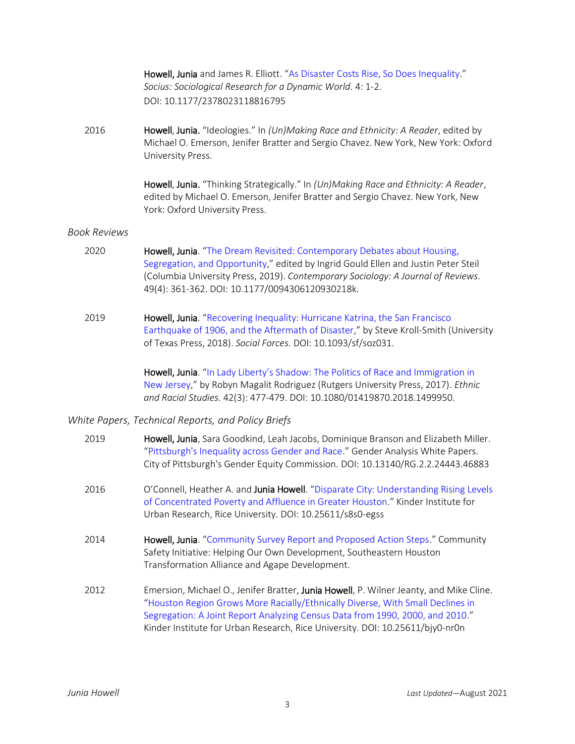**Howell, Junia** and James R. Elliott. "As Disaster Costs Rise, So Does Inequality." *Socius: Sociological Research for a Dynamic World.* 4: 1-2. DOI: 10.1177/2378023118816795

2016 **Howell, Junia.** "Ideologies." In *(Un)Making Race and Ethnicity: A Reader*, edited by Michael O. Emerson, Jenifer Bratter and Sergio Chavez. New York, New York: Oxford University Press.

**Howell, Junia.** "Thinking Strategically." In *(Un)Making Race and Ethnicity: A Reader*, edited by Michael O. Emerson, Jenifer Bratter and Sergio Chavez. New York, New York: Oxford University Press.

*Book Reviews*

2020 **Howell, Junia**. "The Dream Revisited: Contemporary Debates about Housing, Segregation, and Opportunity," edited by Ingrid Gould Ellen and Justin Peter Steil (Columbia University Press, 2019). *Contemporary Sociology: A Journal of Reviews.* 49(4): 361-362. DOI: 10.1177/0094306120930218k.

2019 **Howell, Junia**. "Recovering Inequality: Hurricane Katrina, the San Francisco Earthquake of 1906, and the Aftermath of Disaster," by Steve Kroll-Smith (University of Texas Press, 2018). *Social Forces.* DOI: 10.1093/sf/soz031.

**Howell, Junia**. "In Lady Liberty's Shadow: The Politics of Race and Immigration in New Jersey," by Robyn Magalit Rodriguez (Rutgers University Press, 2017). *Ethnic and Racial Studies.* 42(3): 477-479. DOI: 10.1080/01419870.2018.1499950.

*White Papers, Technical Reports, and Policy Briefs*

2019 **Howell, Junia**, Sara Goodkind, Leah Jacobs, Dominique Branson and Elizabeth Miller. "Pittsburgh's Inequality across Gender and Race." Gender Analysis White Papers. City of Pittsburgh's Gender Equity Commission. DOI: 10.13140/RG.2.2.24443.46883

2016 O'Connell, Heather A. and **Junia Howell**. "Disparate City: Understanding Rising Levels of Concentrated Poverty and Affluence in Greater Houston." Kinder Institute for Urban Research, Rice University. DOI: 10.25611/s8s0-egss

2014 **Howell, Junia**. "Community Survey Report and Proposed Action Steps." Community Safety Initiative: Helping Our Own Development, Southeastern Houston Transformation Alliance and Agape Development.

2012 Emersion, Michael O., Jenifer Bratter, **Junia Howell**, P. Wilner Jeanty, and Mike Cline. "Houston Region Grows More Racially/Ethnically Diverse, With Small Declines in Segregation: A Joint Report Analyzing Census Data from 1990, 2000, and 2010." Kinder Institute for Urban Research, Rice University. DOI: 10.25611/bjy0-nr0n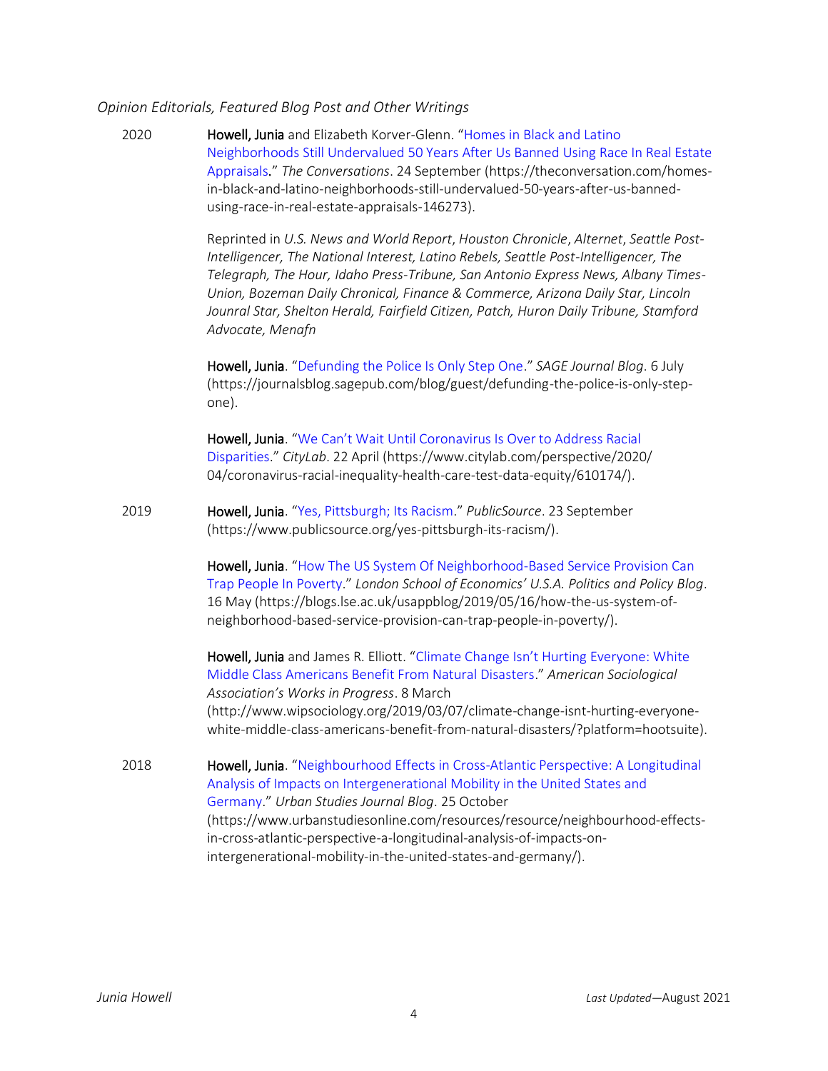*Opinion Editorials, Featured Blog Post and Other Writings*

2020 **Howell, Junia** and Elizabeth Korver-Glenn. "Homes in Black and Latino Neighborhoods Still Undervalued 50 Years After Us Banned Using Race In Real Estate Appraisals." *The Conversations*. 24 September (https://theconversation.com/homes-in-black-and-latino-neighborhoods-still-undervalued-50-years-after-us-banned-using-race-in-real-estate-appraisals-146273).

Reprinted in *U.S. News and World Report*, *Houston Chronicle*, *Alternet*, *Seattle Post-Intelligencer, The National Interest, Latino Rebels, Seattle Post-Intelligencer, The Telegraph, The Hour, Idaho Press-Tribune, San Antonio Express News, Albany Times-Union, Bozeman Daily Chronical, Finance & Commerce, Arizona Daily Star, Lincoln Jounral Star, Shelton Herald, Fairfield Citizen, Patch, Huron Daily Tribune, Stamford Advocate, Menafn*

**Howell, Junia**. "Defunding the Police Is Only Step One." *SAGE Journal Blog*. 6 July (https://journalsblog.sagepub.com/blog/guest/defunding-the-police-is-only-step-one).

**Howell, Junia**. "We Can't Wait Until Coronavirus Is Over to Address Racial Disparities." *CityLab*. 22 April (https://www.citylab.com/perspective/2020/04/coronavirus-racial-inequality-health-care-test-data-equity/610174/).

2019 **Howell, Junia**. "Yes, Pittsburgh; Its Racism." *PublicSource*. 23 September (https://www.publicsource.org/yes-pittsburgh-its-racism/).

**Howell, Junia**. "How The US System Of Neighborhood-Based Service Provision Can Trap People In Poverty." *London School of Economics' U.S.A. Politics and Policy Blog*. 16 May (https://blogs.lse.ac.uk/usappblog/2019/05/16/how-the-us-system-of-neighborhood-based-service-provision-can-trap-people-in-poverty/).

**Howell, Junia** and James R. Elliott. "Climate Change Isn't Hurting Everyone: White Middle Class Americans Benefit From Natural Disasters." *American Sociological Association's Works in Progress*. 8 March (http://www.wipsociology.org/2019/03/07/climate-change-isnt-hurting-everyone-white-middle-class-americans-benefit-from-natural-disasters/?platform=hootsuite).

2018 **Howell, Junia**. "Neighbourhood Effects in Cross-Atlantic Perspective: A Longitudinal Analysis of Impacts on Intergenerational Mobility in the United States and Germany." *Urban Studies Journal Blog*. 25 October (https://www.urbanstudiesonline.com/resources/resource/neighbourhood-effects-in-cross-atlantic-perspective-a-longitudinal-analysis-of-impacts-on-intergenerational-mobility-in-the-united-states-and-germany/).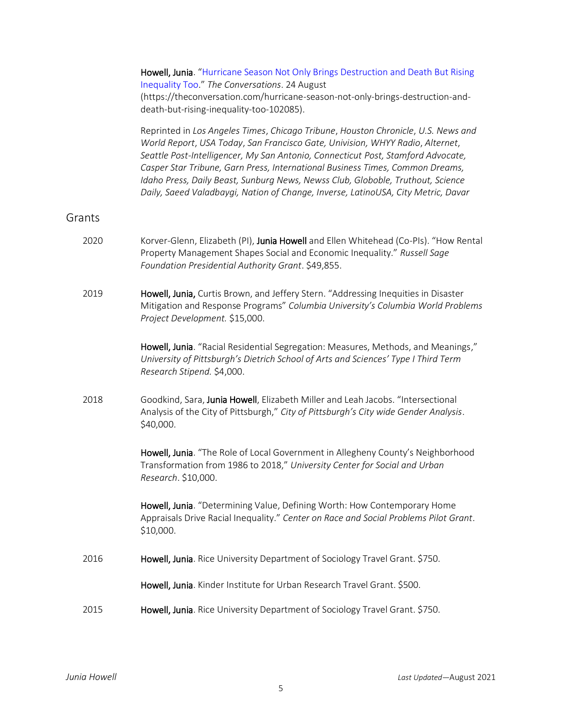**Howell, Junia**. "[Hurricane Season Not Only Brings Destruction and Death But Rising Inequality Too](https://theconversation.com/hurricane-season-not-only-brings-destruction-and-death-but-rising-inequality-too-102085)." *The Conversations*. 24 August (https://theconversation.com/hurricane-season-not-only-brings-destruction-and-death-but-rising-inequality-too-102085).

Reprinted in *Los Angeles Times*, *Chicago Tribune*, *Houston Chronicle*, *U.S. News and World Report*, *USA Today*, *San Francisco Gate, Univision, WHYY Radio*, *Alternet*, *Seattle Post-Intelligencer, My San Antonio, Connecticut Post, Stamford Advocate, Casper Star Tribune, Garn Press, International Business Times, Common Dreams, Idaho Press, Daily Beast, Sunburg News, Newss Club, Globoble, Truthout, Science Daily, Saeed Valadbaygi, Nation of Change, Inverse, LatinoUSA, City Metric, Davar*

## Grants

2020 — Korver-Glenn, Elizabeth (PI), **Junia Howell** and Ellen Whitehead (Co-PIs). "How Rental Property Management Shapes Social and Economic Inequality." *Russell Sage Foundation Presidential Authority Grant*. $49,855.

2019 — **Howell, Junia,** Curtis Brown, and Jeffery Stern. "Addressing Inequities in Disaster Mitigation and Response Programs" *Columbia University's Columbia World Problems Project Development.* $15,000.

**Howell, Junia**. "Racial Residential Segregation: Measures, Methods, and Meanings," *University of Pittsburgh's Dietrich School of Arts and Sciences' Type I Third Term Research Stipend.* $4,000.

2018 — Goodkind, Sara, **Junia Howell**, Elizabeth Miller and Leah Jacobs. "Intersectional Analysis of the City of Pittsburgh," *City of Pittsburgh's City wide Gender Analysis*. $40,000.

**Howell, Junia**. "The Role of Local Government in Allegheny County's Neighborhood Transformation from 1986 to 2018," *University Center for Social and Urban Research*. $10,000.

**Howell, Junia**. "Determining Value, Defining Worth: How Contemporary Home Appraisals Drive Racial Inequality." *Center on Race and Social Problems Pilot Grant*. $10,000.

2016 — **Howell, Junia**. Rice University Department of Sociology Travel Grant. $750.

**Howell, Junia**. Kinder Institute for Urban Research Travel Grant. $500.

2015 — **Howell, Junia**. Rice University Department of Sociology Travel Grant. $750.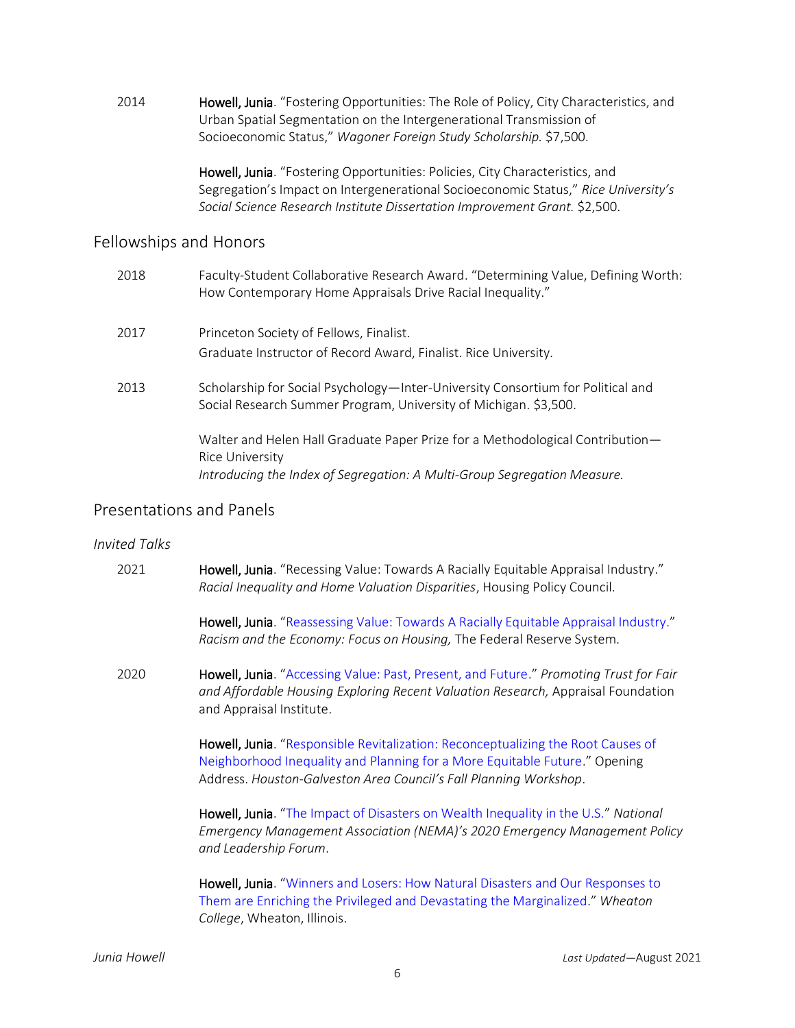2014 **Howell, Junia**. "Fostering Opportunities: The Role of Policy, City Characteristics, and Urban Spatial Segmentation on the Intergenerational Transmission of Socioeconomic Status," *Wagoner Foreign Study Scholarship.* $7,500.

**Howell, Junia**. "Fostering Opportunities: Policies, City Characteristics, and Segregation's Impact on Intergenerational Socioeconomic Status," *Rice University's Social Science Research Institute Dissertation Improvement Grant.* $2,500.

## Fellowships and Honors

2018 Faculty-Student Collaborative Research Award. "Determining Value, Defining Worth: How Contemporary Home Appraisals Drive Racial Inequality."

2017 Princeton Society of Fellows, Finalist.
Graduate Instructor of Record Award, Finalist. Rice University.

2013 Scholarship for Social Psychology—Inter-University Consortium for Political and Social Research Summer Program, University of Michigan. $3,500.

Walter and Helen Hall Graduate Paper Prize for a Methodological Contribution—Rice University
*Introducing the Index of Segregation: A Multi-Group Segregation Measure.*

## Presentations and Panels

### *Invited Talks*

2021 **Howell, Junia**. "Recessing Value: Towards A Racially Equitable Appraisal Industry." *Racial Inequality and Home Valuation Disparities*, Housing Policy Council.

**Howell, Junia**. "Reassessing Value: Towards A Racially Equitable Appraisal Industry." *Racism and the Economy: Focus on Housing,* The Federal Reserve System.

2020 **Howell, Junia**. "Accessing Value: Past, Present, and Future." *Promoting Trust for Fair and Affordable Housing Exploring Recent Valuation Research,* Appraisal Foundation and Appraisal Institute.

**Howell, Junia**. "Responsible Revitalization: Reconceptualizing the Root Causes of Neighborhood Inequality and Planning for a More Equitable Future." Opening Address. *Houston-Galveston Area Council's Fall Planning Workshop*.

**Howell, Junia**. "The Impact of Disasters on Wealth Inequality in the U.S." *National Emergency Management Association (NEMA)'s 2020 Emergency Management Policy and Leadership Forum*.

**Howell, Junia**. "Winners and Losers: How Natural Disasters and Our Responses to Them are Enriching the Privileged and Devastating the Marginalized." *Wheaton College*, Wheaton, Illinois.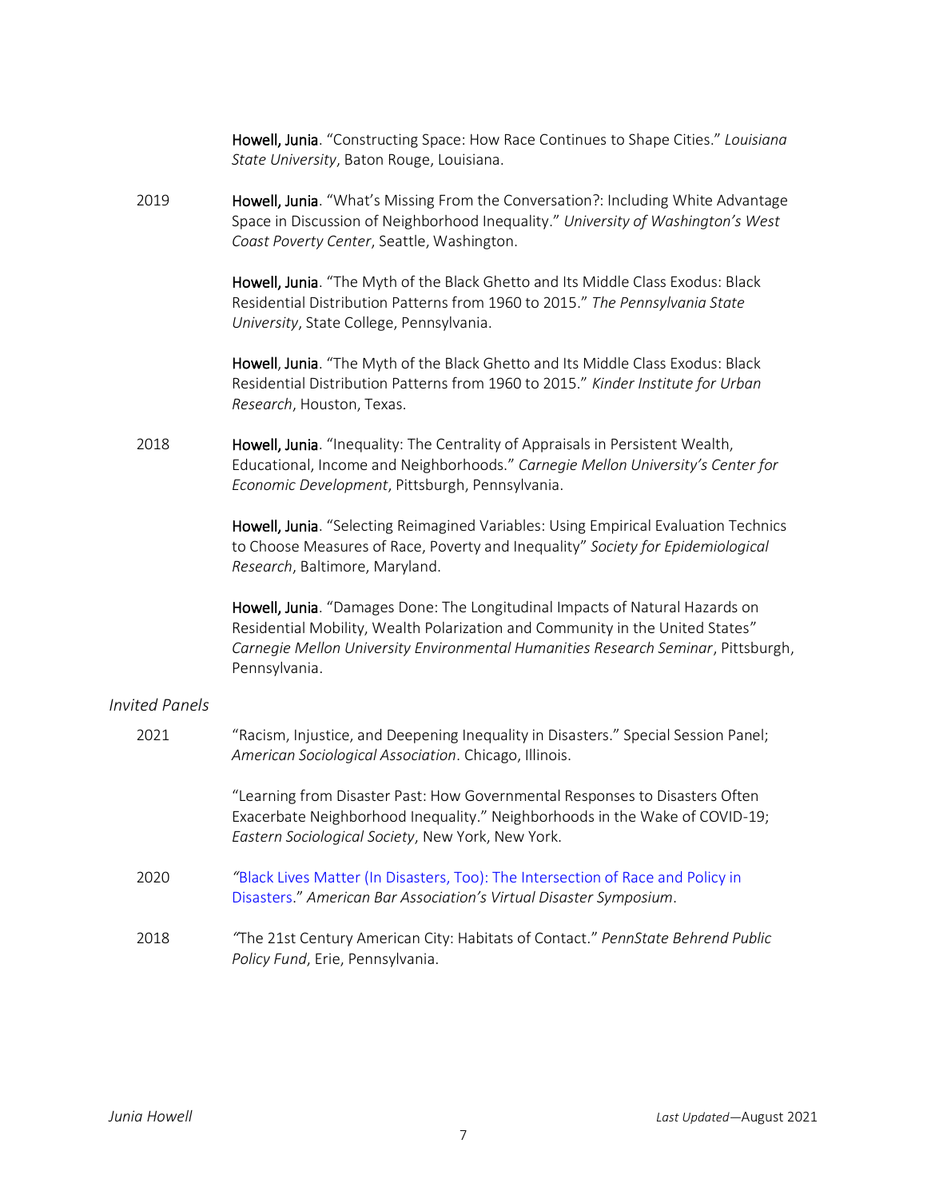**Howell, Junia**. "Constructing Space: How Race Continues to Shape Cities." *Louisiana State University*, Baton Rouge, Louisiana.

2019 **Howell, Junia**. "What's Missing From the Conversation?: Including White Advantage Space in Discussion of Neighborhood Inequality." *University of Washington's West Coast Poverty Center*, Seattle, Washington.

**Howell, Junia**. "The Myth of the Black Ghetto and Its Middle Class Exodus: Black Residential Distribution Patterns from 1960 to 2015." *The Pennsylvania State University*, State College, Pennsylvania.

**Howell, Junia**. "The Myth of the Black Ghetto and Its Middle Class Exodus: Black Residential Distribution Patterns from 1960 to 2015." *Kinder Institute for Urban Research*, Houston, Texas.

2018 **Howell, Junia**. "Inequality: The Centrality of Appraisals in Persistent Wealth, Educational, Income and Neighborhoods." *Carnegie Mellon University's Center for Economic Development*, Pittsburgh, Pennsylvania.

**Howell, Junia**. "Selecting Reimagined Variables: Using Empirical Evaluation Technics to Choose Measures of Race, Poverty and Inequality" *Society for Epidemiological Research*, Baltimore, Maryland.

**Howell, Junia**. "Damages Done: The Longitudinal Impacts of Natural Hazards on Residential Mobility, Wealth Polarization and Community in the United States" *Carnegie Mellon University Environmental Humanities Research Seminar*, Pittsburgh, Pennsylvania.

*Invited Panels*

2021 "Racism, Injustice, and Deepening Inequality in Disasters." Special Session Panel; *American Sociological Association*. Chicago, Illinois.

"Learning from Disaster Past: How Governmental Responses to Disasters Often Exacerbate Neighborhood Inequality." Neighborhoods in the Wake of COVID-19; *Eastern Sociological Society*, New York, New York.

2020 "Black Lives Matter (In Disasters, Too): The Intersection of Race and Policy in Disasters." *American Bar Association's Virtual Disaster Symposium*.

2018 "The 21st Century American City: Habitats of Contact." *PennState Behrend Public Policy Fund*, Erie, Pennsylvania.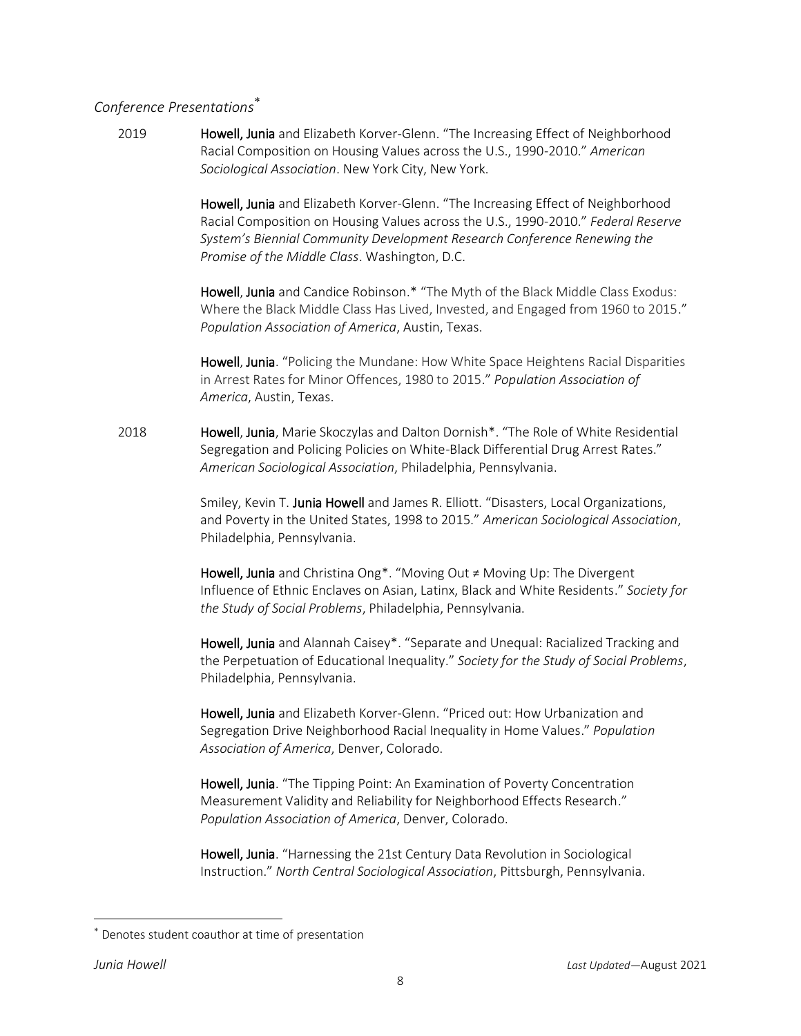*Conference Presentations*[*]

2019

**Howell, Junia** and Elizabeth Korver-Glenn. "The Increasing Effect of Neighborhood Racial Composition on Housing Values across the U.S., 1990-2010." *American Sociological Association*. New York City, New York.

**Howell, Junia** and Elizabeth Korver-Glenn. "The Increasing Effect of Neighborhood Racial Composition on Housing Values across the U.S., 1990-2010." *Federal Reserve System's Biennial Community Development Research Conference Renewing the Promise of the Middle Class*. Washington, D.C.

**Howell**, **Junia** and Candice Robinson.* "The Myth of the Black Middle Class Exodus: Where the Black Middle Class Has Lived, Invested, and Engaged from 1960 to 2015." *Population Association of America*, Austin, Texas.

**Howell**, **Junia**. "Policing the Mundane: How White Space Heightens Racial Disparities in Arrest Rates for Minor Offences, 1980 to 2015." *Population Association of America*, Austin, Texas.

2018

**Howell**, **Junia**, Marie Skoczylas and Dalton Dornish*. "The Role of White Residential Segregation and Policing Policies on White-Black Differential Drug Arrest Rates." *American Sociological Association*, Philadelphia, Pennsylvania.

Smiley, Kevin T. **Junia Howell** and James R. Elliott. "Disasters, Local Organizations, and Poverty in the United States, 1998 to 2015." *American Sociological Association*, Philadelphia, Pennsylvania.

**Howell, Junia** and Christina Ong*. "Moving Out ≠ Moving Up: The Divergent Influence of Ethnic Enclaves on Asian, Latinx, Black and White Residents." *Society for the Study of Social Problems*, Philadelphia, Pennsylvania.

**Howell, Junia** and Alannah Caisey*. "Separate and Unequal: Racialized Tracking and the Perpetuation of Educational Inequality." *Society for the Study of Social Problems*, Philadelphia, Pennsylvania.

**Howell, Junia** and Elizabeth Korver-Glenn. "Priced out: How Urbanization and Segregation Drive Neighborhood Racial Inequality in Home Values." *Population Association of America*, Denver, Colorado.

**Howell, Junia**. "The Tipping Point: An Examination of Poverty Concentration Measurement Validity and Reliability for Neighborhood Effects Research." *Population Association of America*, Denver, Colorado.

**Howell, Junia**. "Harnessing the 21st Century Data Revolution in Sociological Instruction." *North Central Sociological Association*, Pittsburgh, Pennsylvania.

---

[*] Denotes student coauthor at time of presentation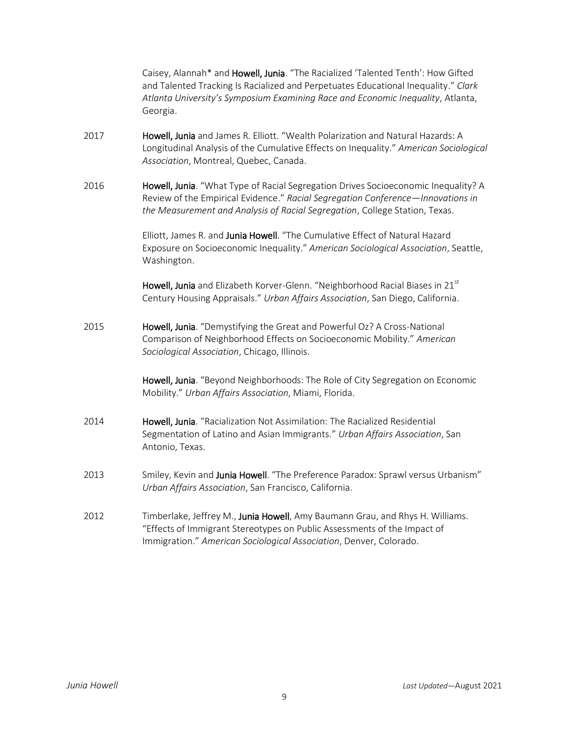Caisey, Alannah* and **Howell, Junia**. "The Racialized 'Talented Tenth': How Gifted and Talented Tracking Is Racialized and Perpetuates Educational Inequality." *Clark Atlanta University's Symposium Examining Race and Economic Inequality*, Atlanta, Georgia.

2017 **Howell, Junia** and James R. Elliott. "Wealth Polarization and Natural Hazards: A Longitudinal Analysis of the Cumulative Effects on Inequality." *American Sociological Association*, Montreal, Quebec, Canada.

2016 **Howell, Junia**. "What Type of Racial Segregation Drives Socioeconomic Inequality? A Review of the Empirical Evidence." *Racial Segregation Conference—Innovations in the Measurement and Analysis of Racial Segregation*, College Station, Texas.

Elliott, James R. and **Junia Howell**. "The Cumulative Effect of Natural Hazard Exposure on Socioeconomic Inequality." *American Sociological Association*, Seattle, Washington.

**Howell, Junia** and Elizabeth Korver-Glenn. "Neighborhood Racial Biases in 21st Century Housing Appraisals." *Urban Affairs Association*, San Diego, California.

2015 **Howell, Junia**. "Demystifying the Great and Powerful Oz? A Cross-National Comparison of Neighborhood Effects on Socioeconomic Mobility." *American Sociological Association*, Chicago, Illinois.

**Howell, Junia**. "Beyond Neighborhoods: The Role of City Segregation on Economic Mobility." *Urban Affairs Association*, Miami, Florida.

2014 **Howell, Junia**. "Racialization Not Assimilation: The Racialized Residential Segmentation of Latino and Asian Immigrants." *Urban Affairs Association*, San Antonio, Texas.

2013 Smiley, Kevin and **Junia Howell**. "The Preference Paradox: Sprawl versus Urbanism" *Urban Affairs Association*, San Francisco, California.

2012 Timberlake, Jeffrey M., **Junia Howell**, Amy Baumann Grau, and Rhys H. Williams. "Effects of Immigrant Stereotypes on Public Assessments of the Impact of Immigration." *American Sociological Association*, Denver, Colorado.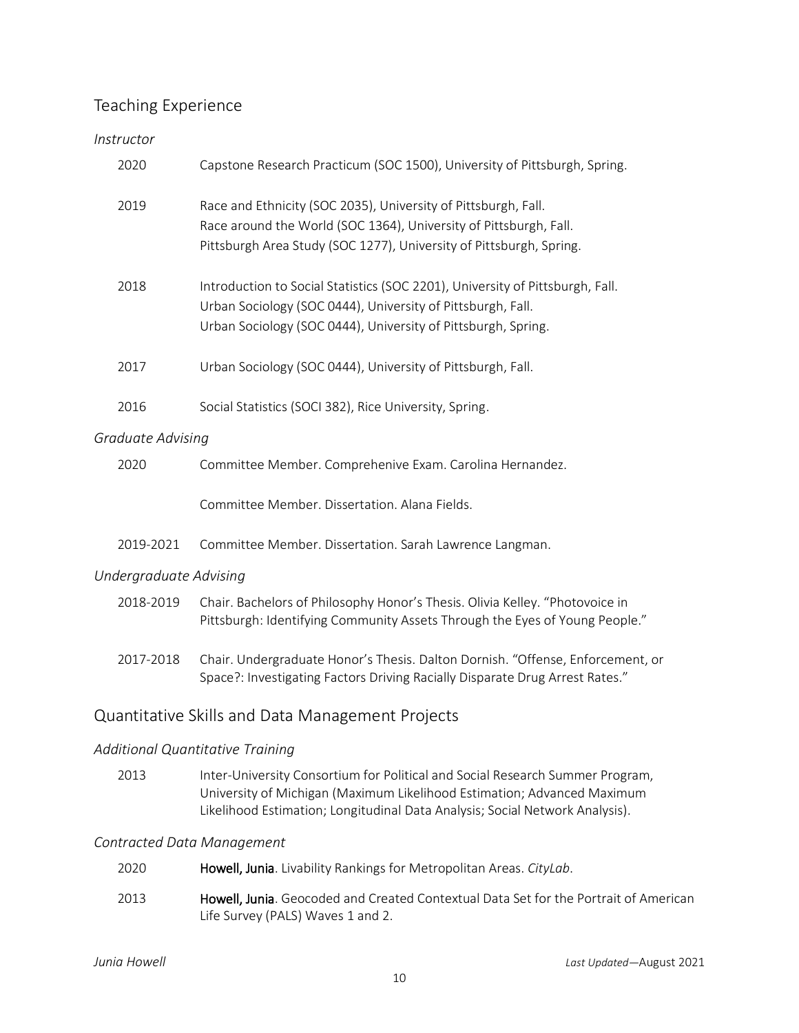## Teaching Experience

*Instructor*

2020 Capstone Research Practicum (SOC 1500), University of Pittsburgh, Spring.

2019 Race and Ethnicity (SOC 2035), University of Pittsburgh, Fall.
Race around the World (SOC 1364), University of Pittsburgh, Fall.
Pittsburgh Area Study (SOC 1277), University of Pittsburgh, Spring.

2018 Introduction to Social Statistics (SOC 2201), University of Pittsburgh, Fall.
Urban Sociology (SOC 0444), University of Pittsburgh, Fall.
Urban Sociology (SOC 0444), University of Pittsburgh, Spring.

2017 Urban Sociology (SOC 0444), University of Pittsburgh, Fall.

2016 Social Statistics (SOCI 382), Rice University, Spring.

*Graduate Advising*

2020 Committee Member. Comprehenive Exam. Carolina Hernandez.

Committee Member. Dissertation. Alana Fields.

2019-2021 Committee Member. Dissertation. Sarah Lawrence Langman.

*Undergraduate Advising*

2018-2019 Chair. Bachelors of Philosophy Honor's Thesis. Olivia Kelley. "Photovoice in Pittsburgh: Identifying Community Assets Through the Eyes of Young People."

2017-2018 Chair. Undergraduate Honor's Thesis. Dalton Dornish. "Offense, Enforcement, or Space?: Investigating Factors Driving Racially Disparate Drug Arrest Rates."

## Quantitative Skills and Data Management Projects

*Additional Quantitative Training*

2013 Inter-University Consortium for Political and Social Research Summer Program, University of Michigan (Maximum Likelihood Estimation; Advanced Maximum Likelihood Estimation; Longitudinal Data Analysis; Social Network Analysis).

*Contracted Data Management*

2020 **Howell, Junia**. Livability Rankings for Metropolitan Areas. *CityLab*.

2013 **Howell, Junia**. Geocoded and Created Contextual Data Set for the Portrait of American Life Survey (PALS) Waves 1 and 2.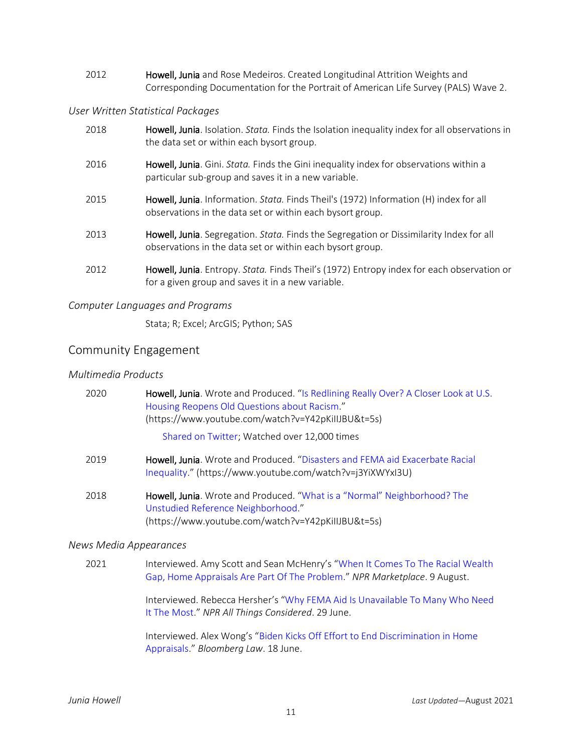2012 **Howell, Junia** and Rose Medeiros. Created Longitudinal Attrition Weights and Corresponding Documentation for the Portrait of American Life Survey (PALS) Wave 2.

*User Written Statistical Packages*

2018 **Howell, Junia**. Isolation. *Stata.* Finds the Isolation inequality index for all observations in the data set or within each bysort group.

2016 **Howell, Junia**. Gini. *Stata.* Finds the Gini inequality index for observations within a particular sub-group and saves it in a new variable.

2015 **Howell, Junia**. Information. *Stata.* Finds Theil's (1972) Information (H) index for all observations in the data set or within each bysort group.

2013 **Howell, Junia**. Segregation. *Stata.* Finds the Segregation or Dissimilarity Index for all observations in the data set or within each bysort group.

2012 **Howell, Junia**. Entropy. *Stata.* Finds Theil's (1972) Entropy index for each observation or for a given group and saves it in a new variable.

*Computer Languages and Programs*

Stata; R; Excel; ArcGIS; Python; SAS

## Community Engagement

*Multimedia Products*

2020 **Howell, Junia**. Wrote and Produced. "Is Redlining Really Over? A Closer Look at U.S. Housing Reopens Old Questions about Racism." (https://www.youtube.com/watch?v=Y42pKiIlJBU&t=5s)

Shared on Twitter; Watched over 12,000 times

2019 **Howell, Junia**. Wrote and Produced. "Disasters and FEMA aid Exacerbate Racial Inequality." (https://www.youtube.com/watch?v=j3YiXWYxI3U)

2018 **Howell, Junia**. Wrote and Produced. "What is a "Normal" Neighborhood? The Unstudied Reference Neighborhood." (https://www.youtube.com/watch?v=Y42pKiIlJBU&t=5s)

*News Media Appearances*

2021 Interviewed. Amy Scott and Sean McHenry's "When It Comes To The Racial Wealth Gap, Home Appraisals Are Part Of The Problem." *NPR Marketplace*. 9 August.

Interviewed. Rebecca Hersher's "Why FEMA Aid Is Unavailable To Many Who Need It The Most." *NPR All Things Considered*. 29 June.

Interviewed. Alex Wong's "Biden Kicks Off Effort to End Discrimination in Home Appraisals." *Bloomberg Law*. 18 June.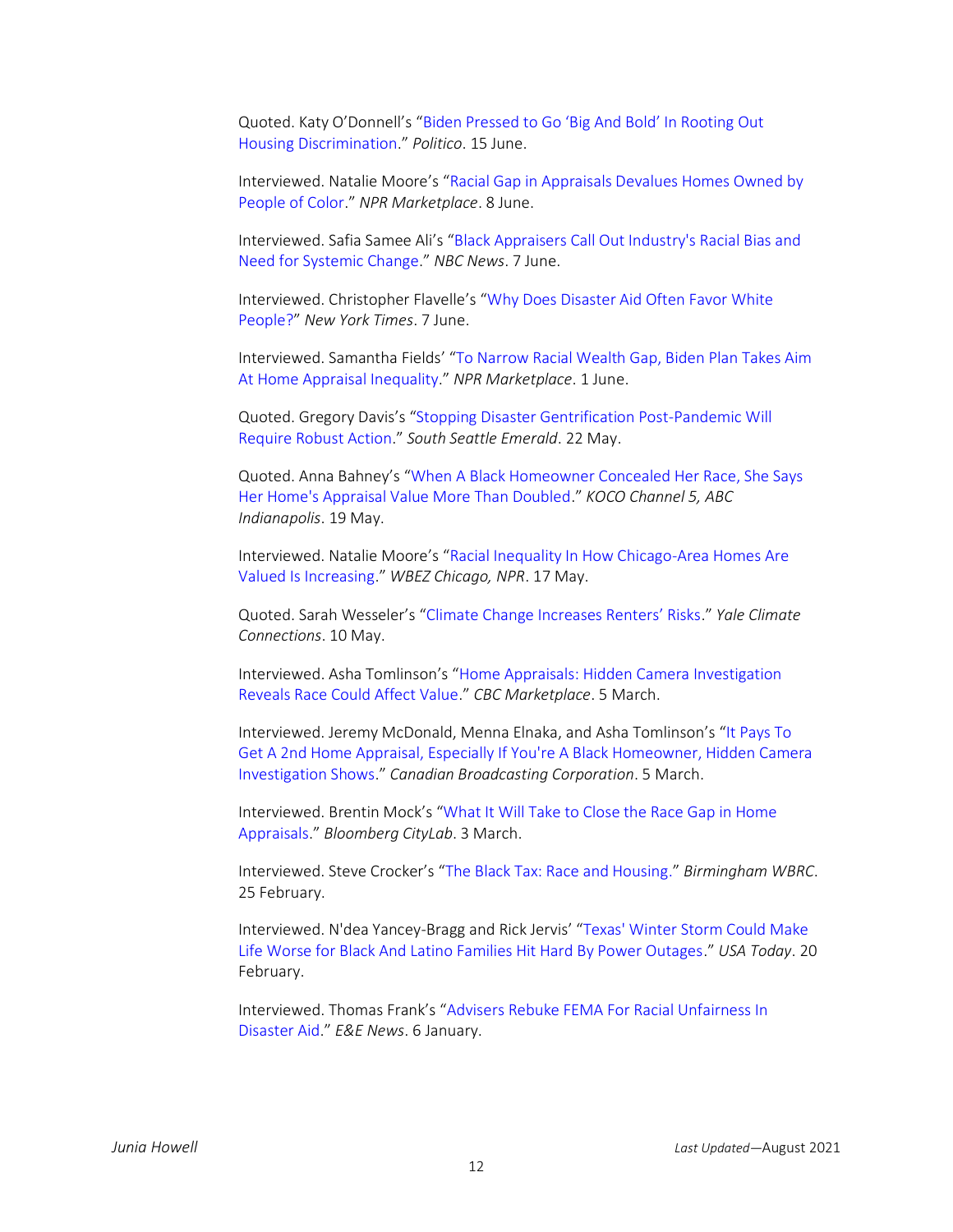Quoted. Katy O'Donnell's "Biden Pressed to Go 'Big And Bold' In Rooting Out Housing Discrimination." *Politico*. 15 June.

Interviewed. Natalie Moore's "Racial Gap in Appraisals Devalues Homes Owned by People of Color." *NPR Marketplace*. 8 June.

Interviewed. Safia Samee Ali's "Black Appraisers Call Out Industry's Racial Bias and Need for Systemic Change." *NBC News*. 7 June.

Interviewed. Christopher Flavelle's "Why Does Disaster Aid Often Favor White People?" *New York Times*. 7 June.

Interviewed. Samantha Fields' "To Narrow Racial Wealth Gap, Biden Plan Takes Aim At Home Appraisal Inequality." *NPR Marketplace*. 1 June.

Quoted. Gregory Davis's "Stopping Disaster Gentrification Post-Pandemic Will Require Robust Action." *South Seattle Emerald*. 22 May.

Quoted. Anna Bahney's "When A Black Homeowner Concealed Her Race, She Says Her Home's Appraisal Value More Than Doubled." *KOCO Channel 5, ABC Indianapolis*. 19 May.

Interviewed. Natalie Moore's "Racial Inequality In How Chicago-Area Homes Are Valued Is Increasing." *WBEZ Chicago, NPR*. 17 May.

Quoted. Sarah Wesseler's "Climate Change Increases Renters' Risks." *Yale Climate Connections*. 10 May.

Interviewed. Asha Tomlinson's "Home Appraisals: Hidden Camera Investigation Reveals Race Could Affect Value." *CBC Marketplace*. 5 March.

Interviewed. Jeremy McDonald, Menna Elnaka, and Asha Tomlinson's "It Pays To Get A 2nd Home Appraisal, Especially If You're A Black Homeowner, Hidden Camera Investigation Shows." *Canadian Broadcasting Corporation*. 5 March.

Interviewed. Brentin Mock's "What It Will Take to Close the Race Gap in Home Appraisals." *Bloomberg CityLab*. 3 March.

Interviewed. Steve Crocker's "The Black Tax: Race and Housing." *Birmingham WBRC*. 25 February.

Interviewed. N'dea Yancey-Bragg and Rick Jervis' "Texas' Winter Storm Could Make Life Worse for Black And Latino Families Hit Hard By Power Outages." *USA Today*. 20 February.

Interviewed. Thomas Frank's "Advisers Rebuke FEMA For Racial Unfairness In Disaster Aid." *E&E News*. 6 January.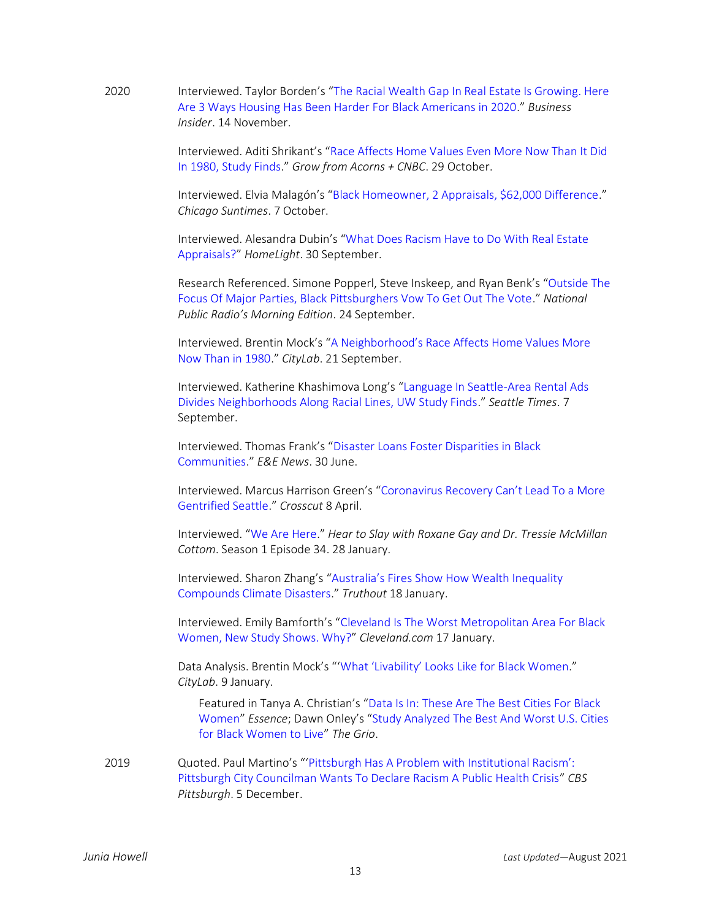2020 Interviewed. Taylor Borden's "The Racial Wealth Gap In Real Estate Is Growing. Here Are 3 Ways Housing Has Been Harder For Black Americans in 2020." *Business Insider*. 14 November.

Interviewed. Aditi Shrikant's "Race Affects Home Values Even More Now Than It Did In 1980, Study Finds." *Grow from Acorns + CNBC*. 29 October.

Interviewed. Elvia Malagón's "Black Homeowner, 2 Appraisals, $62,000 Difference." *Chicago Suntimes*. 7 October.

Interviewed. Alesandra Dubin's "What Does Racism Have to Do With Real Estate Appraisals?" *HomeLight*. 30 September.

Research Referenced. Simone Popperl, Steve Inskeep, and Ryan Benk's "Outside The Focus Of Major Parties, Black Pittsburghers Vow To Get Out The Vote." *National Public Radio's Morning Edition*. 24 September.

Interviewed. Brentin Mock's "A Neighborhood's Race Affects Home Values More Now Than in 1980." *CityLab*. 21 September.

Interviewed. Katherine Khashimova Long's "Language In Seattle-Area Rental Ads Divides Neighborhoods Along Racial Lines, UW Study Finds." *Seattle Times*. 7 September.

Interviewed. Thomas Frank's "Disaster Loans Foster Disparities in Black Communities." *E&E News*. 30 June.

Interviewed. Marcus Harrison Green's "Coronavirus Recovery Can't Lead To a More Gentrified Seattle." *Crosscut* 8 April.

Interviewed. "We Are Here." *Hear to Slay with Roxane Gay and Dr. Tressie McMillan Cottom*. Season 1 Episode 34. 28 January.

Interviewed. Sharon Zhang's "Australia's Fires Show How Wealth Inequality Compounds Climate Disasters." *Truthout* 18 January.

Interviewed. Emily Bamforth's "Cleveland Is The Worst Metropolitan Area For Black Women, New Study Shows. Why?" *Cleveland.com* 17 January.

Data Analysis. Brentin Mock's "'What 'Livability' Looks Like for Black Women." *CityLab*. 9 January.

> Featured in Tanya A. Christian's "Data Is In: These Are The Best Cities For Black Women" *Essence*; Dawn Onley's "Study Analyzed The Best And Worst U.S. Cities for Black Women to Live" *The Grio*.

2019 Quoted. Paul Martino's "'Pittsburgh Has A Problem with Institutional Racism': Pittsburgh City Councilman Wants To Declare Racism A Public Health Crisis" *CBS Pittsburgh*. 5 December.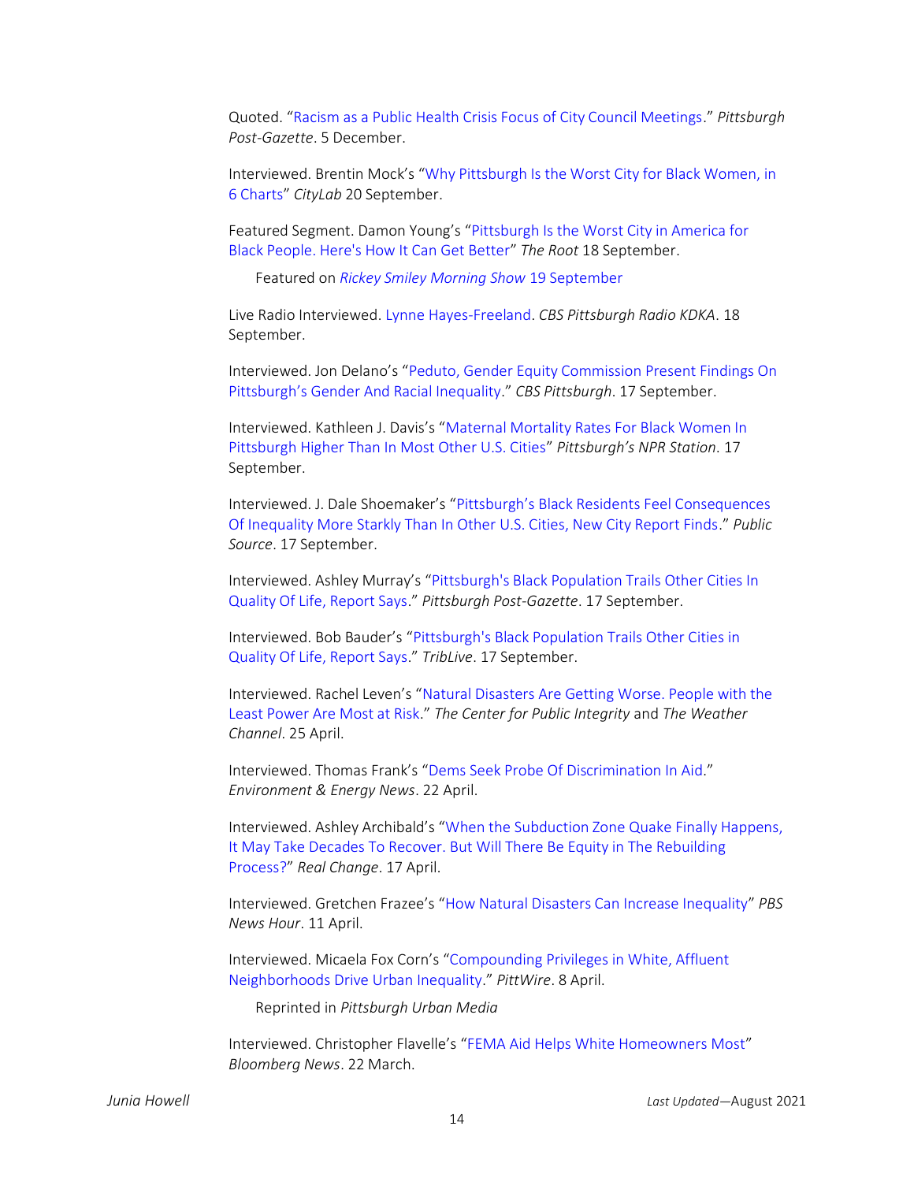Quoted. "Racism as a Public Health Crisis Focus of City Council Meetings." *Pittsburgh Post-Gazette*. 5 December.

Interviewed. Brentin Mock's "Why Pittsburgh Is the Worst City for Black Women, in 6 Charts" *CityLab* 20 September.

Featured Segment. Damon Young's "Pittsburgh Is the Worst City in America for Black People. Here's How It Can Get Better" *The Root* 18 September.

Featured on *Rickey Smiley Morning Show* 19 September

Live Radio Interviewed. Lynne Hayes-Freeland. *CBS Pittsburgh Radio KDKA*. 18 September.

Interviewed. Jon Delano's "Peduto, Gender Equity Commission Present Findings On Pittsburgh's Gender And Racial Inequality." *CBS Pittsburgh*. 17 September.

Interviewed. Kathleen J. Davis's "Maternal Mortality Rates For Black Women In Pittsburgh Higher Than In Most Other U.S. Cities" *Pittsburgh's NPR Station*. 17 September.

Interviewed. J. Dale Shoemaker's "Pittsburgh's Black Residents Feel Consequences Of Inequality More Starkly Than In Other U.S. Cities, New City Report Finds." *Public Source*. 17 September.

Interviewed. Ashley Murray's "Pittsburgh's Black Population Trails Other Cities In Quality Of Life, Report Says." *Pittsburgh Post-Gazette*. 17 September.

Interviewed. Bob Bauder's "Pittsburgh's Black Population Trails Other Cities in Quality Of Life, Report Says." *TribLive*. 17 September.

Interviewed. Rachel Leven's "Natural Disasters Are Getting Worse. People with the Least Power Are Most at Risk." *The Center for Public Integrity* and *The Weather Channel*. 25 April.

Interviewed. Thomas Frank's "Dems Seek Probe Of Discrimination In Aid." *Environment & Energy News*. 22 April.

Interviewed. Ashley Archibald's "When the Subduction Zone Quake Finally Happens, It May Take Decades To Recover. But Will There Be Equity in The Rebuilding Process?" *Real Change*. 17 April.

Interviewed. Gretchen Frazee's "How Natural Disasters Can Increase Inequality" *PBS News Hour*. 11 April.

Interviewed. Micaela Fox Corn's "Compounding Privileges in White, Affluent Neighborhoods Drive Urban Inequality." *PittWire*. 8 April.

Reprinted in *Pittsburgh Urban Media*

Interviewed. Christopher Flavelle's "FEMA Aid Helps White Homeowners Most" *Bloomberg News*. 22 March.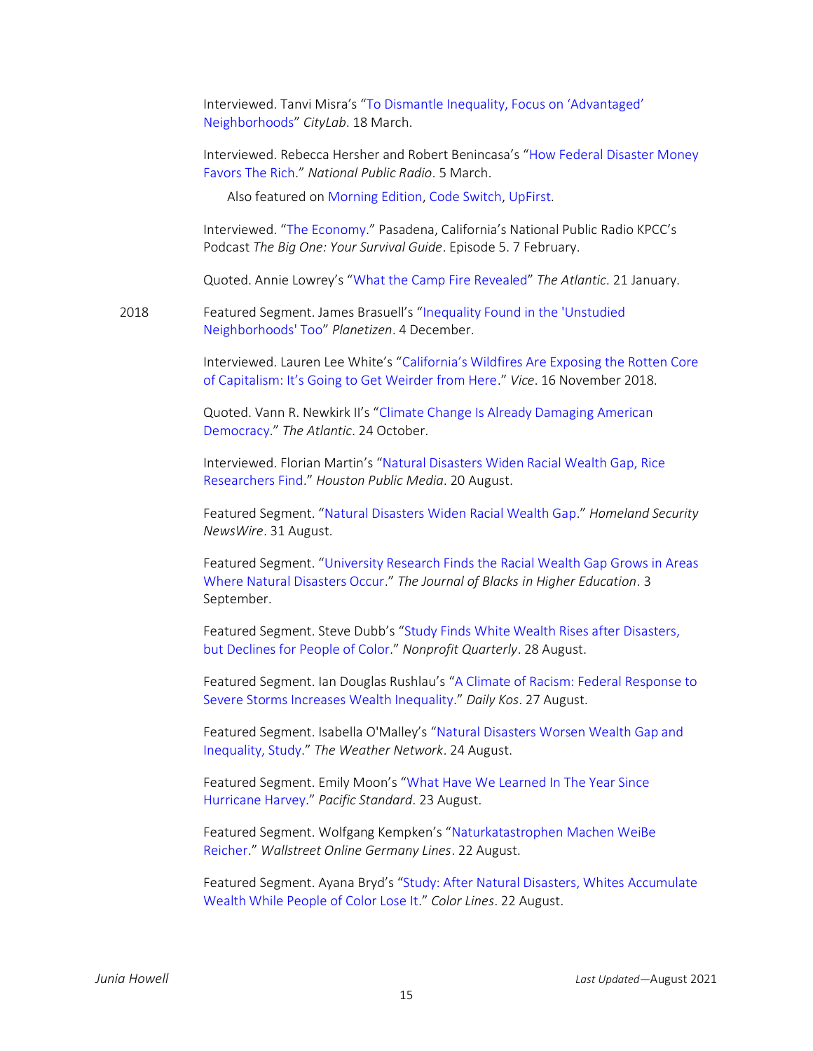Interviewed. Tanvi Misra's "To Dismantle Inequality, Focus on 'Advantaged' Neighborhoods" *CityLab*. 18 March.

Interviewed. Rebecca Hersher and Robert Benincasa's "How Federal Disaster Money Favors The Rich." *National Public Radio*. 5 March.

Also featured on Morning Edition, Code Switch, UpFirst.

Interviewed. "The Economy." Pasadena, California's National Public Radio KPCC's Podcast *The Big One: Your Survival Guide*. Episode 5. 7 February.

Quoted. Annie Lowrey's "What the Camp Fire Revealed" *The Atlantic*. 21 January.

2018

Featured Segment. James Brasuell's "Inequality Found in the 'Unstudied Neighborhoods' Too" *Planetizen*. 4 December.

Interviewed. Lauren Lee White's "California's Wildfires Are Exposing the Rotten Core of Capitalism: It's Going to Get Weirder from Here." *Vice*. 16 November 2018.

Quoted. Vann R. Newkirk II's "Climate Change Is Already Damaging American Democracy." *The Atlantic*. 24 October.

Interviewed. Florian Martin's "Natural Disasters Widen Racial Wealth Gap, Rice Researchers Find." *Houston Public Media*. 20 August.

Featured Segment. "Natural Disasters Widen Racial Wealth Gap." *Homeland Security NewsWire*. 31 August.

Featured Segment. "University Research Finds the Racial Wealth Gap Grows in Areas Where Natural Disasters Occur." *The Journal of Blacks in Higher Education*. 3 September.

Featured Segment. Steve Dubb's "Study Finds White Wealth Rises after Disasters, but Declines for People of Color." *Nonprofit Quarterly*. 28 August.

Featured Segment. Ian Douglas Rushlau's "A Climate of Racism: Federal Response to Severe Storms Increases Wealth Inequality." *Daily Kos*. 27 August.

Featured Segment. Isabella O'Malley's "Natural Disasters Worsen Wealth Gap and Inequality, Study." *The Weather Network*. 24 August.

Featured Segment. Emily Moon's "What Have We Learned In The Year Since Hurricane Harvey." *Pacific Standard*. 23 August.

Featured Segment. Wolfgang Kempken's "Naturkatastrophen Machen WeiBe Reicher." *Wallstreet Online Germany Lines*. 22 August.

Featured Segment. Ayana Bryd's "Study: After Natural Disasters, Whites Accumulate Wealth While People of Color Lose It." *Color Lines*. 22 August.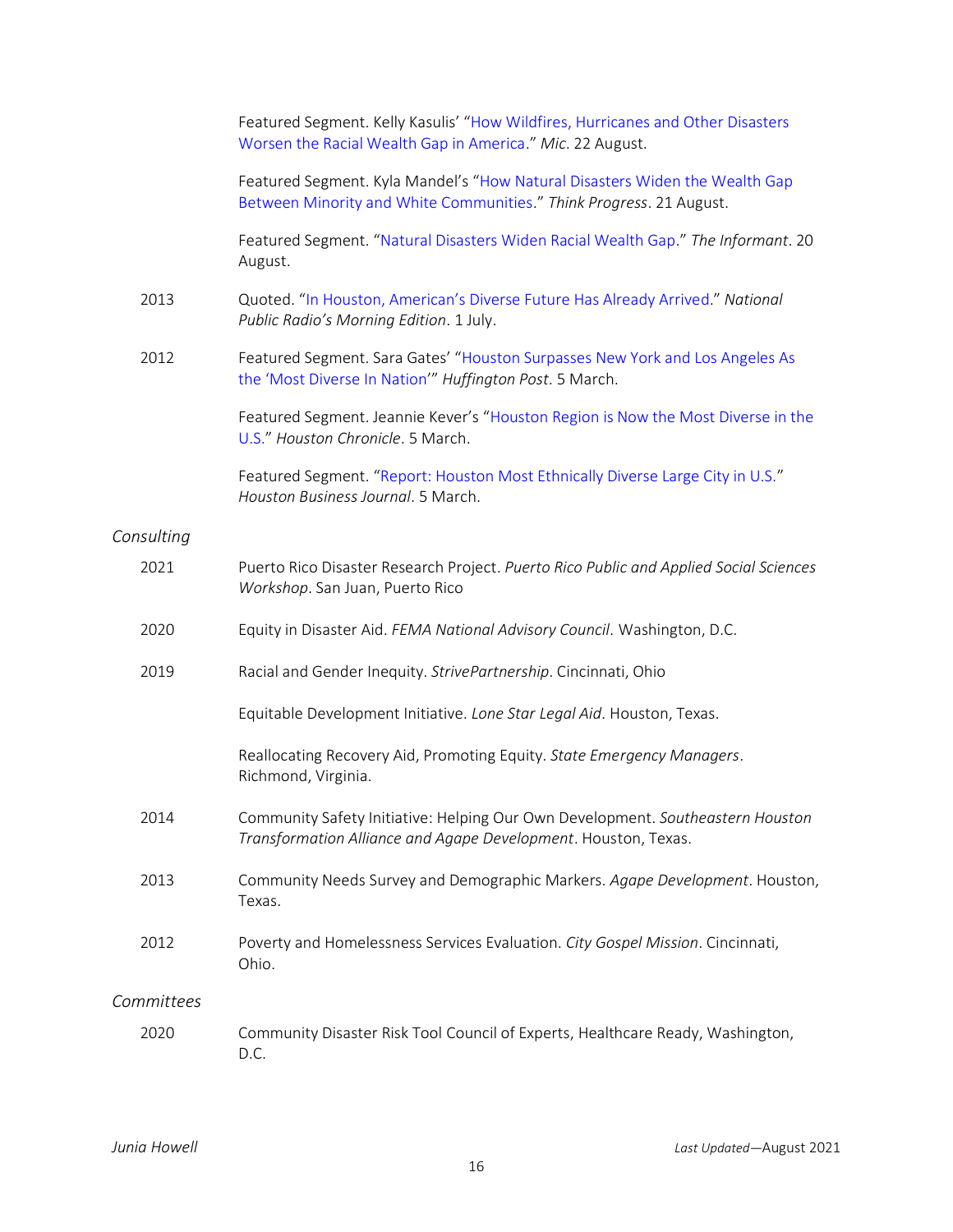Featured Segment. Kelly Kasulis' "How Wildfires, Hurricanes and Other Disasters Worsen the Racial Wealth Gap in America." *Mic*. 22 August.

Featured Segment. Kyla Mandel's "How Natural Disasters Widen the Wealth Gap Between Minority and White Communities." *Think Progress*. 21 August.

Featured Segment. "Natural Disasters Widen Racial Wealth Gap." *The Informant*. 20 August.

2013 — Quoted. "In Houston, American's Diverse Future Has Already Arrived." *National Public Radio's Morning Edition*. 1 July.

2012 — Featured Segment. Sara Gates' "Houston Surpasses New York and Los Angeles As the 'Most Diverse In Nation'" *Huffington Post*. 5 March.

Featured Segment. Jeannie Kever's "Houston Region is Now the Most Diverse in the U.S." *Houston Chronicle*. 5 March.

Featured Segment. "Report: Houston Most Ethnically Diverse Large City in U.S." *Houston Business Journal*. 5 March.

*Consulting*

2021 — Puerto Rico Disaster Research Project. *Puerto Rico Public and Applied Social Sciences Workshop*. San Juan, Puerto Rico

2020 — Equity in Disaster Aid. *FEMA National Advisory Council*. Washington, D.C.

2019 — Racial and Gender Inequity. *StrivePartnership*. Cincinnati, Ohio

Equitable Development Initiative. *Lone Star Legal Aid*. Houston, Texas.

Reallocating Recovery Aid, Promoting Equity. *State Emergency Managers*. Richmond, Virginia.

2014 — Community Safety Initiative: Helping Our Own Development. *Southeastern Houston Transformation Alliance and Agape Development*. Houston, Texas.

2013 — Community Needs Survey and Demographic Markers. *Agape Development*. Houston, Texas.

2012 — Poverty and Homelessness Services Evaluation. *City Gospel Mission*. Cincinnati, Ohio.

*Committees*

2020 — Community Disaster Risk Tool Council of Experts, Healthcare Ready, Washington, D.C.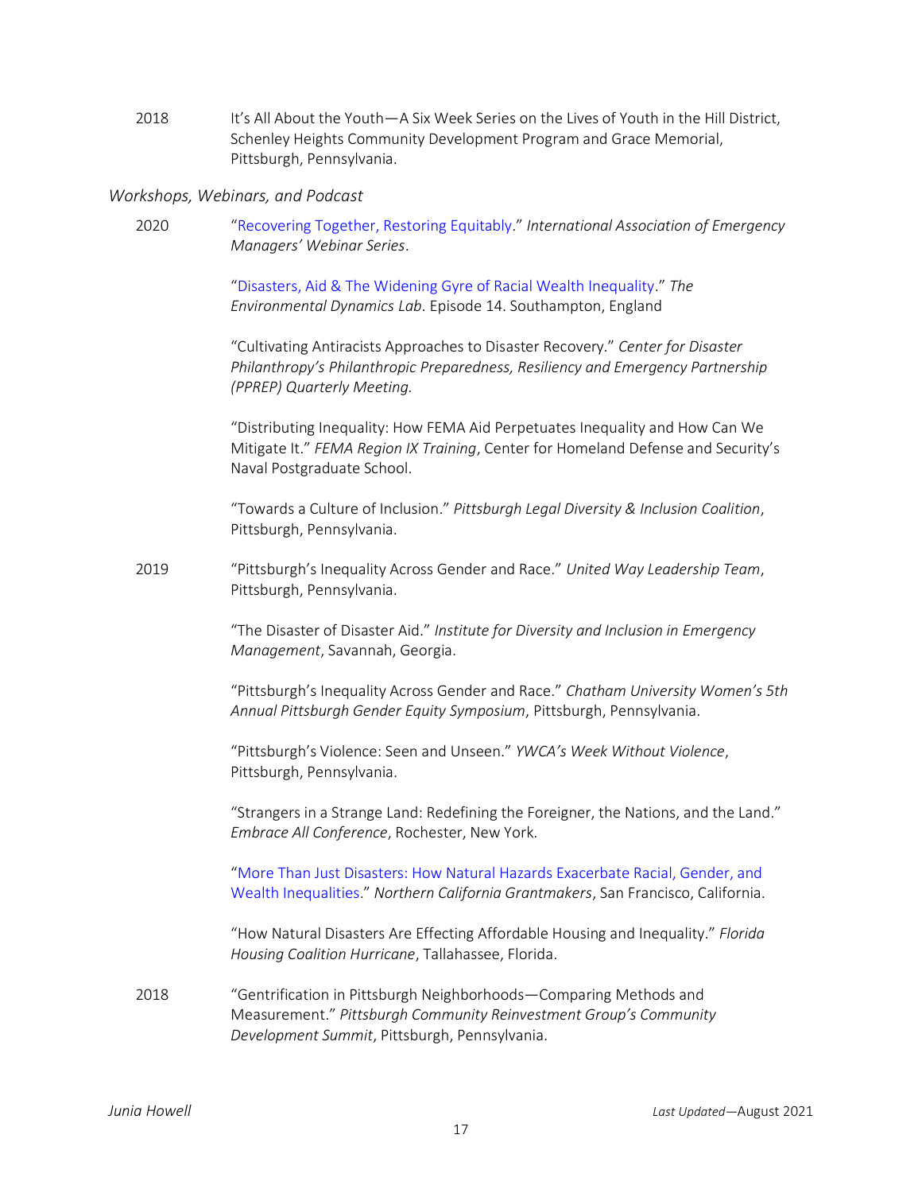2018 It's All About the Youth—A Six Week Series on the Lives of Youth in the Hill District, Schenley Heights Community Development Program and Grace Memorial, Pittsburgh, Pennsylvania.

*Workshops, Webinars, and Podcast*

2020 "Recovering Together, Restoring Equitably." *International Association of Emergency Managers' Webinar Series*.

"Disasters, Aid & The Widening Gyre of Racial Wealth Inequality." *The Environmental Dynamics Lab*. Episode 14. Southampton, England

"Cultivating Antiracists Approaches to Disaster Recovery." *Center for Disaster Philanthropy's Philanthropic Preparedness, Resiliency and Emergency Partnership (PPREP) Quarterly Meeting.*

"Distributing Inequality: How FEMA Aid Perpetuates Inequality and How Can We Mitigate It." *FEMA Region IX Training*, Center for Homeland Defense and Security's Naval Postgraduate School.

"Towards a Culture of Inclusion." *Pittsburgh Legal Diversity & Inclusion Coalition*, Pittsburgh, Pennsylvania.

2019 "Pittsburgh's Inequality Across Gender and Race." *United Way Leadership Team*, Pittsburgh, Pennsylvania.

"The Disaster of Disaster Aid." *Institute for Diversity and Inclusion in Emergency Management*, Savannah, Georgia.

"Pittsburgh's Inequality Across Gender and Race." *Chatham University Women's 5th Annual Pittsburgh Gender Equity Symposium*, Pittsburgh, Pennsylvania.

"Pittsburgh's Violence: Seen and Unseen." *YWCA's Week Without Violence*, Pittsburgh, Pennsylvania.

"Strangers in a Strange Land: Redefining the Foreigner, the Nations, and the Land." *Embrace All Conference*, Rochester, New York.

"More Than Just Disasters: How Natural Hazards Exacerbate Racial, Gender, and Wealth Inequalities." *Northern California Grantmakers*, San Francisco, California.

"How Natural Disasters Are Effecting Affordable Housing and Inequality." *Florida Housing Coalition Hurricane*, Tallahassee, Florida.

2018 "Gentrification in Pittsburgh Neighborhoods—Comparing Methods and Measurement." *Pittsburgh Community Reinvestment Group's Community Development Summit*, Pittsburgh, Pennsylvania.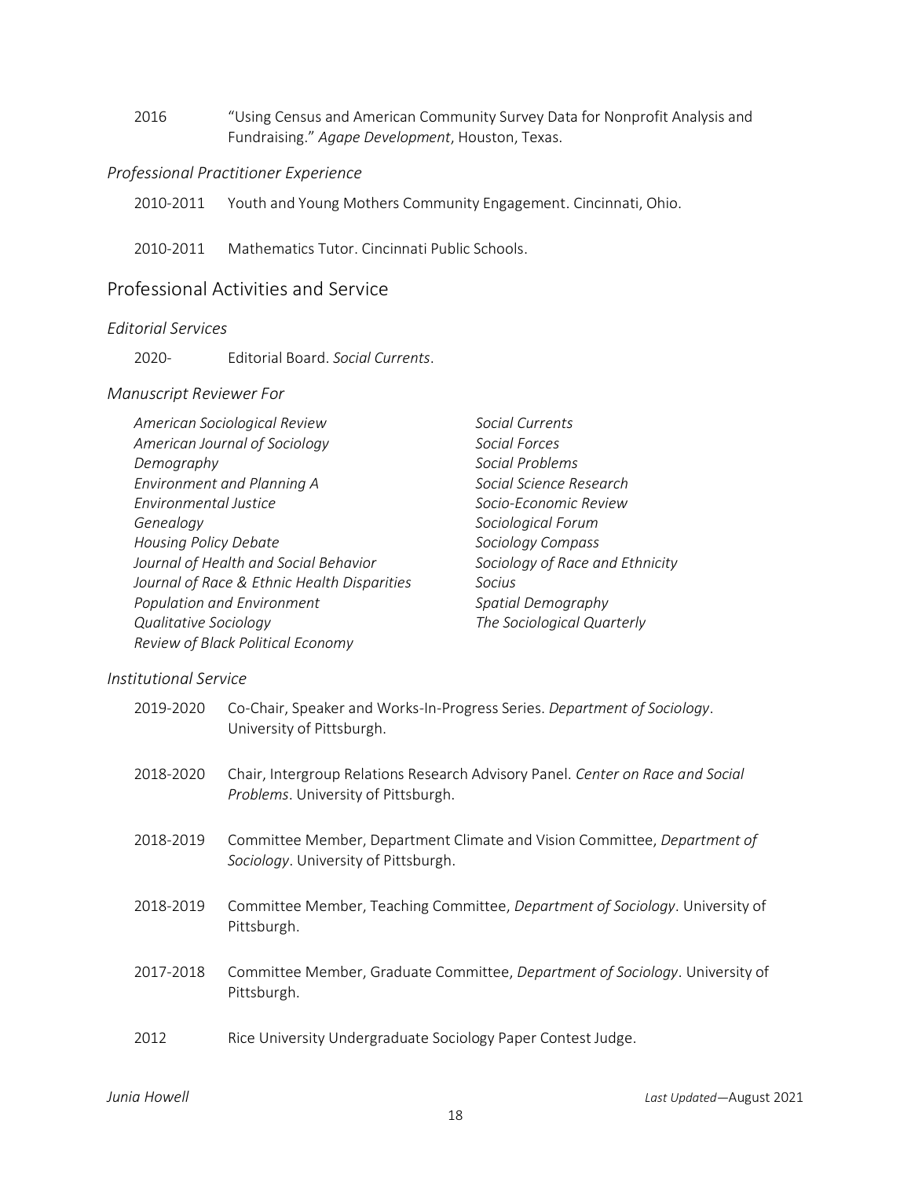2016 "Using Census and American Community Survey Data for Nonprofit Analysis and Fundraising." *Agape Development*, Houston, Texas.

### *Professional Practitioner Experience*

2010-2011 Youth and Young Mothers Community Engagement. Cincinnati, Ohio.

2010-2011 Mathematics Tutor. Cincinnati Public Schools.

## Professional Activities and Service

### *Editorial Services*

2020- Editorial Board. *Social Currents*.

### *Manuscript Reviewer For*

*American Sociological Review*
*American Journal of Sociology*
*Demography*
*Environment and Planning A*
*Environmental Justice*
*Genealogy*
*Housing Policy Debate*
*Journal of Health and Social Behavior*
*Journal of Race & Ethnic Health Disparities*
*Population and Environment*
*Qualitative Sociology*
*Review of Black Political Economy*
*Social Currents*
*Social Forces*
*Social Problems*
*Social Science Research*
*Socio-Economic Review*
*Sociological Forum*
*Sociology Compass*
*Sociology of Race and Ethnicity*
*Socius*
*Spatial Demography*
*The Sociological Quarterly*

### *Institutional Service*

2019-2020 Co-Chair, Speaker and Works-In-Progress Series. *Department of Sociology*. University of Pittsburgh.

2018-2020 Chair, Intergroup Relations Research Advisory Panel. *Center on Race and Social Problems*. University of Pittsburgh.

2018-2019 Committee Member, Department Climate and Vision Committee, *Department of Sociology*. University of Pittsburgh.

2018-2019 Committee Member, Teaching Committee, *Department of Sociology*. University of Pittsburgh.

2017-2018 Committee Member, Graduate Committee, *Department of Sociology*. University of Pittsburgh.

2012 Rice University Undergraduate Sociology Paper Contest Judge.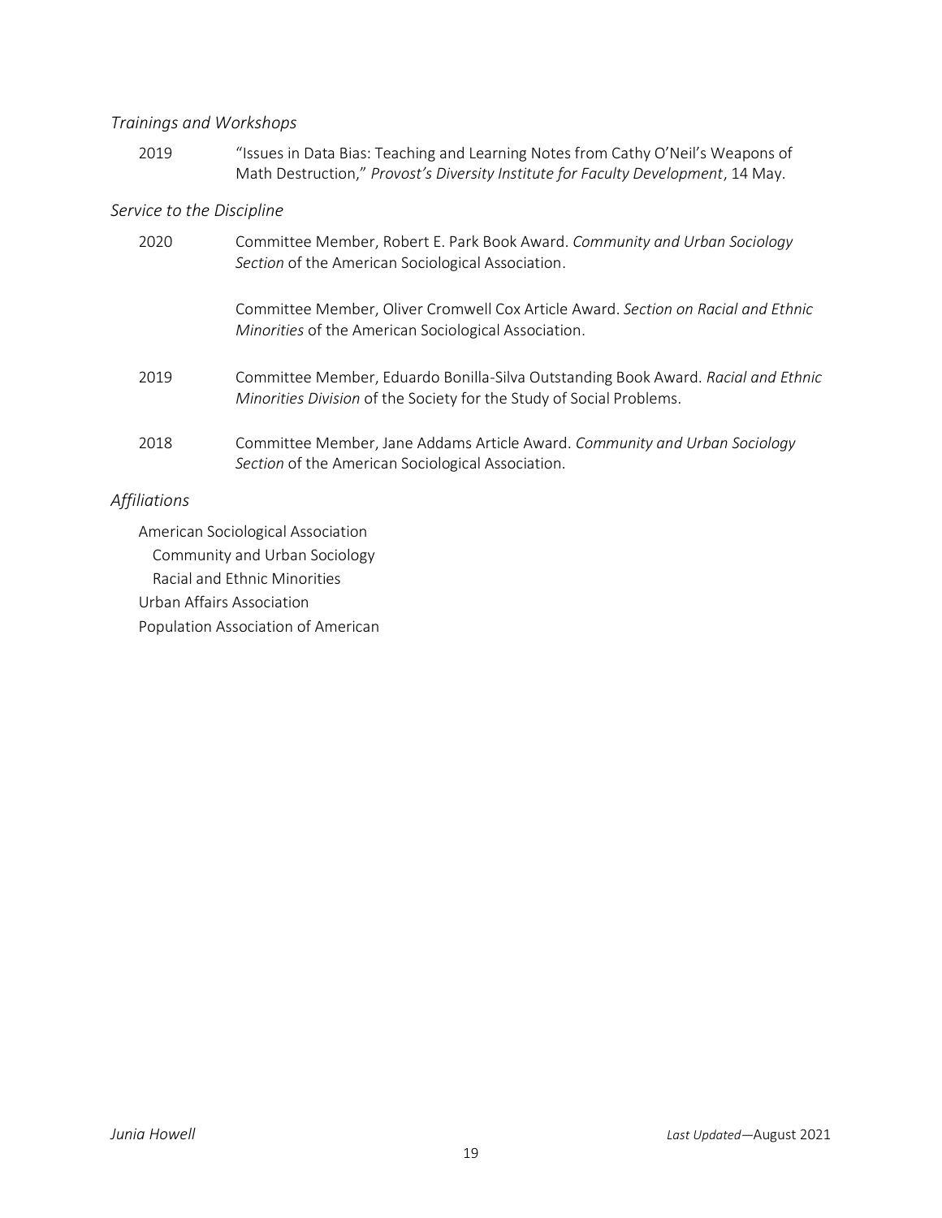*Trainings and Workshops*

2019 "Issues in Data Bias: Teaching and Learning Notes from Cathy O'Neil's Weapons of Math Destruction," *Provost's Diversity Institute for Faculty Development*, 14 May.

*Service to the Discipline*

2020 Committee Member, Robert E. Park Book Award. *Community and Urban Sociology Section* of the American Sociological Association.

Committee Member, Oliver Cromwell Cox Article Award. *Section on Racial and Ethnic Minorities* of the American Sociological Association.

2019 Committee Member, Eduardo Bonilla-Silva Outstanding Book Award. *Racial and Ethnic Minorities Division* of the Society for the Study of Social Problems.

2018 Committee Member, Jane Addams Article Award. *Community and Urban Sociology Section* of the American Sociological Association.

*Affiliations*

American Sociological Association
- Community and Urban Sociology
- Racial and Ethnic Minorities

Urban Affairs Association

Population Association of American